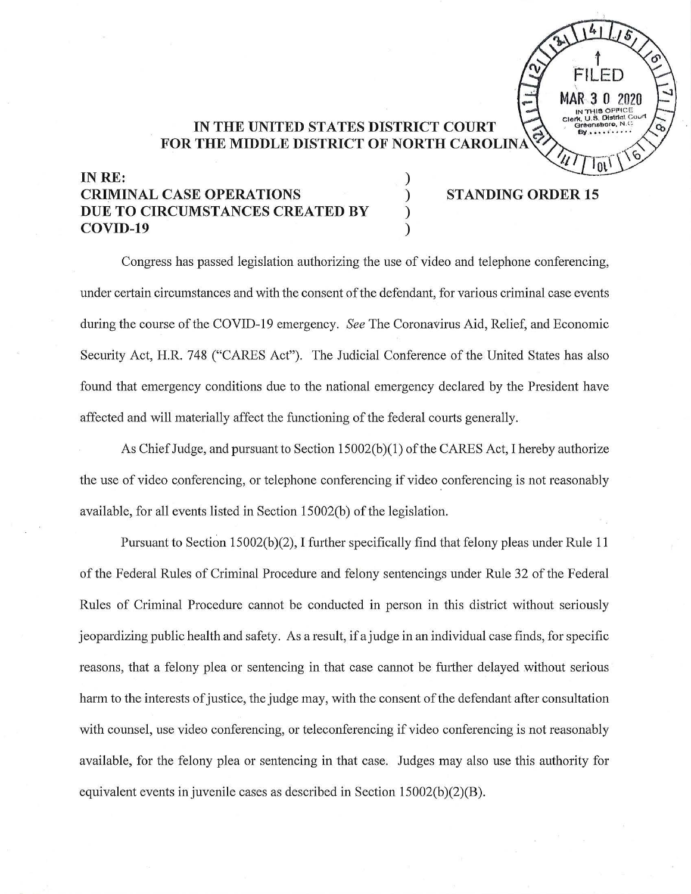FILED
MAR 3 0 2020
IN THIS OFFICE
Clerk, U.S. District Court
Greensboro, N.C.
By ..........

**IN THE UNITED STATES DISTRICT COURT**
**FOR THE MIDDLE DISTRICT OF NORTH CAROLINA**

**IN RE:**
**CRIMINAL CASE OPERATIONS**
**DUE TO CIRCUMSTANCES CREATED BY**
**COVID-19**

**STANDING ORDER 15**

Congress has passed legislation authorizing the use of video and telephone conferencing, under certain circumstances and with the consent of the defendant, for various criminal case events during the course of the COVID-19 emergency. *See* The Coronavirus Aid, Relief, and Economic Security Act, H.R. 748 ("CARES Act"). The Judicial Conference of the United States has also found that emergency conditions due to the national emergency declared by the President have affected and will materially affect the functioning of the federal courts generally.

As Chief Judge, and pursuant to Section 15002(b)(1) of the CARES Act, I hereby authorize the use of video conferencing, or telephone conferencing if video conferencing is not reasonably available, for all events listed in Section 15002(b) of the legislation.

Pursuant to Section 15002(b)(2), I further specifically find that felony pleas under Rule 11 of the Federal Rules of Criminal Procedure and felony sentencings under Rule 32 of the Federal Rules of Criminal Procedure cannot be conducted in person in this district without seriously jeopardizing public health and safety. As a result, if a judge in an individual case finds, for specific reasons, that a felony plea or sentencing in that case cannot be further delayed without serious harm to the interests of justice, the judge may, with the consent of the defendant after consultation with counsel, use video conferencing, or teleconferencing if video conferencing is not reasonably available, for the felony plea or sentencing in that case. Judges may also use this authority for equivalent events in juvenile cases as described in Section 15002(b)(2)(B).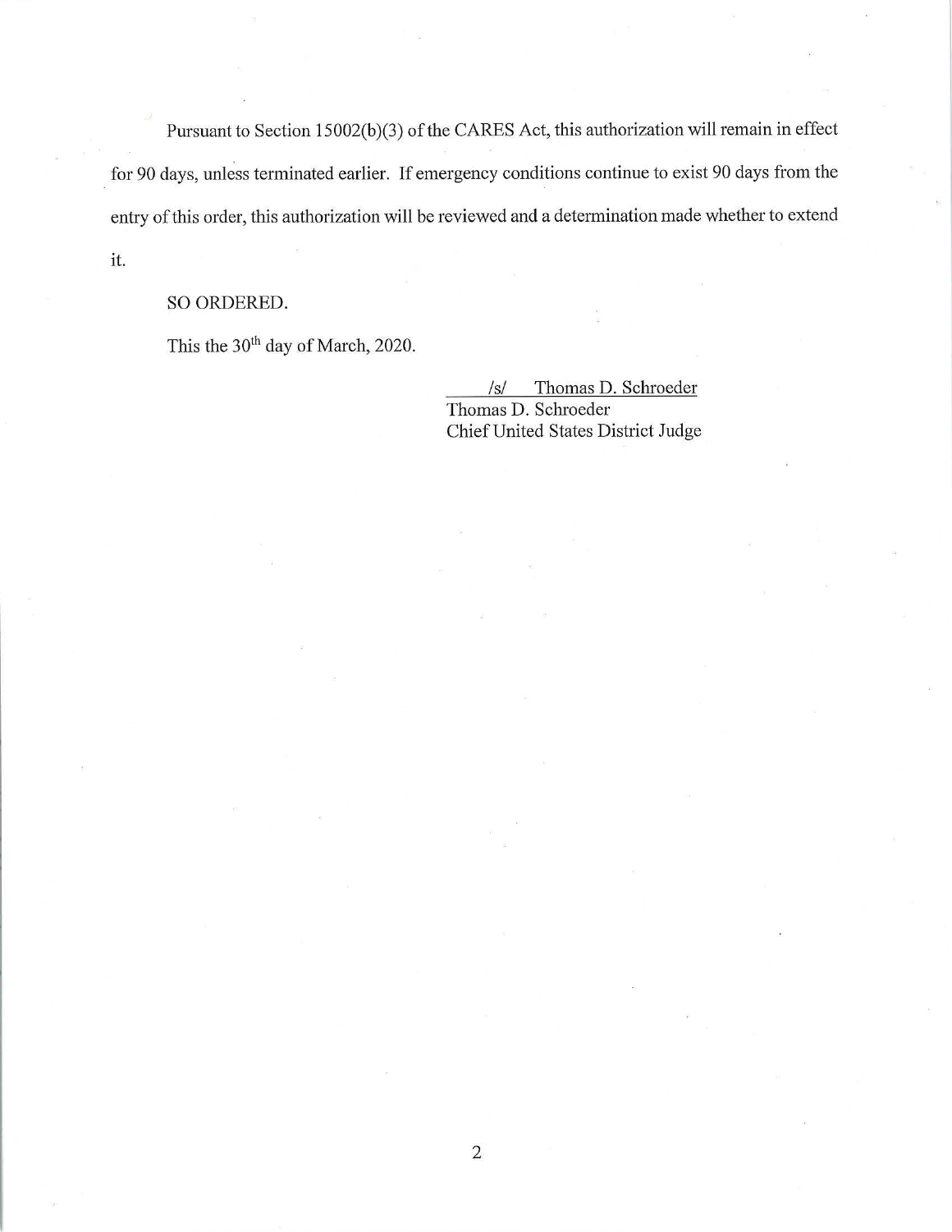Pursuant to Section 15002(b)(3) of the CARES Act, this authorization will remain in effect for 90 days, unless terminated earlier. If emergency conditions continue to exist 90 days from the entry of this order, this authorization will be reviewed and a determination made whether to extend it.

SO ORDERED.

This the 30th day of March, 2020.

/s/ Thomas D. Schroeder
Thomas D. Schroeder
Chief United States District Judge